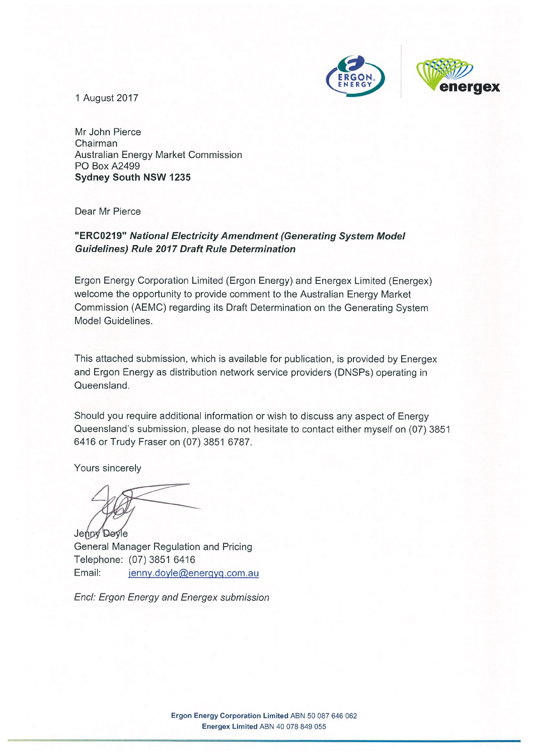1 August 2017

Mr John Pierce
Chairman
Australian Energy Market Commission
PO Box A2499
**Sydney South NSW 1235**

Dear Mr Pierce

**"ERC0219"** ***National Electricity Amendment (Generating System Model Guidelines) Rule 2017 Draft Rule Determination***

Ergon Energy Corporation Limited (Ergon Energy) and Energex Limited (Energex) welcome the opportunity to provide comment to the Australian Energy Market Commission (AEMC) regarding its Draft Determination on the Generating System Model Guidelines.

This attached submission, which is available for publication, is provided by Energex and Ergon Energy as distribution network service providers (DNSPs) operating in Queensland.

Should you require additional information or wish to discuss any aspect of Energy Queensland's submission, please do not hesitate to contact either myself on (07) 3851 6416 or Trudy Fraser on (07) 3851 6787.

Yours sincerely

Jenny Doyle
General Manager Regulation and Pricing
Telephone: (07) 3851 6416
Email: jenny.doyle@energyq.com.au

*Encl: Ergon Energy and Energex submission*

**Ergon Energy Corporation Limited** ABN 50 087 646 062
**Energex Limited** ABN 40 078 849 055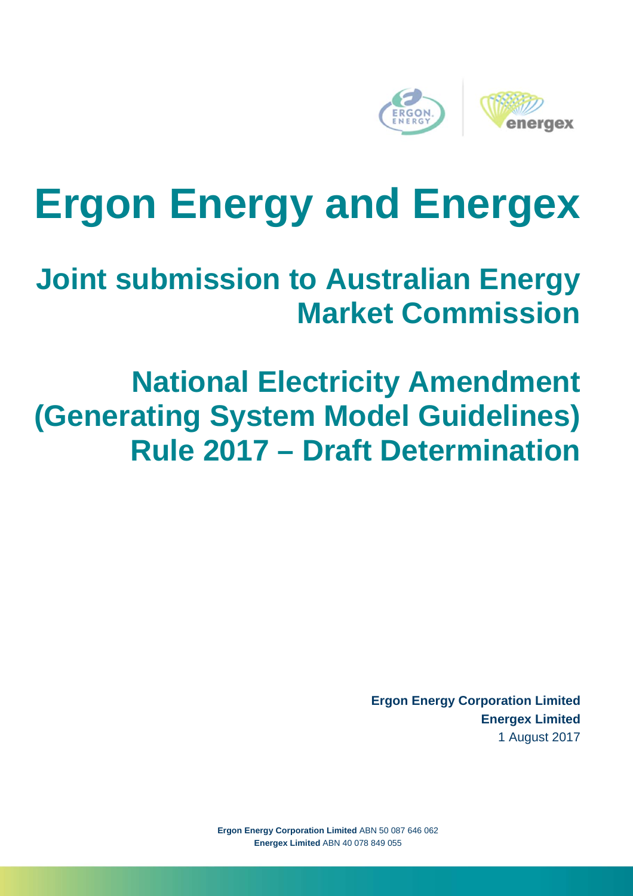# Ergon Energy and Energex

## Joint submission to Australian Energy Market Commission

## National Electricity Amendment (Generating System Model Guidelines) Rule 2017 – Draft Determination

**Ergon Energy Corporation Limited**
**Energex Limited**
1 August 2017

**Ergon Energy Corporation Limited** ABN 50 087 646 062
**Energex Limited** ABN 40 078 849 055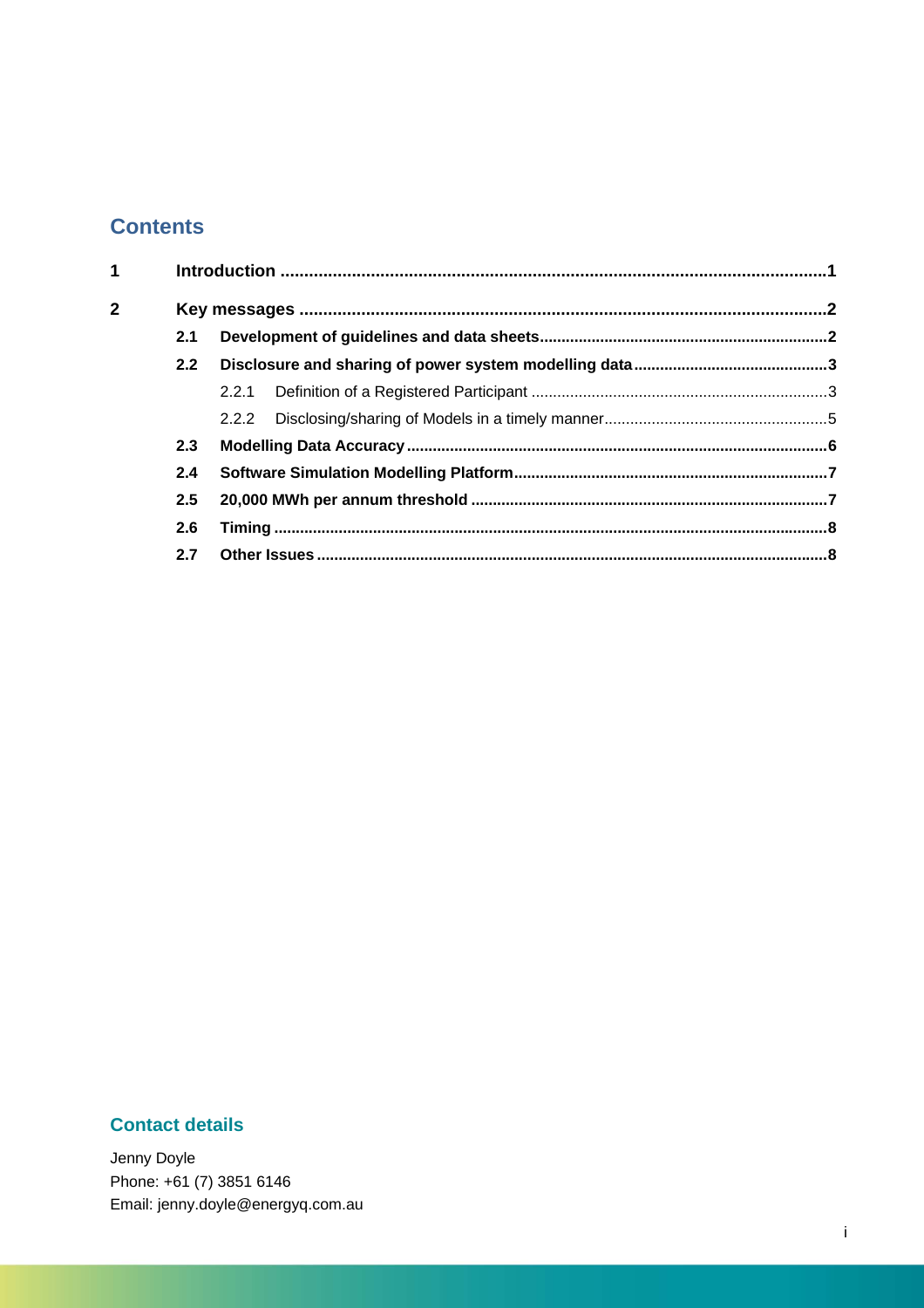## Contents

| | | |
|---|---|---|
| **1** | **Introduction** | **1** |
| **2** | **Key messages** | **2** |
| **2.1** | **Development of guidelines and data sheets** | **2** |
| **2.2** | **Disclosure and sharing of power system modelling data** | **3** |
| 2.2.1 | Definition of a Registered Participant | 3 |
| 2.2.2 | Disclosing/sharing of Models in a timely manner | 5 |
| **2.3** | **Modelling Data Accuracy** | **6** |
| **2.4** | **Software Simulation Modelling Platform** | **7** |
| **2.5** | **20,000 MWh per annum threshold** | **7** |
| **2.6** | **Timing** | **8** |
| **2.7** | **Other Issues** | **8** |

## Contact details

Jenny Doyle
Phone: +61 (7) 3851 6146
Email: jenny.doyle@energyq.com.au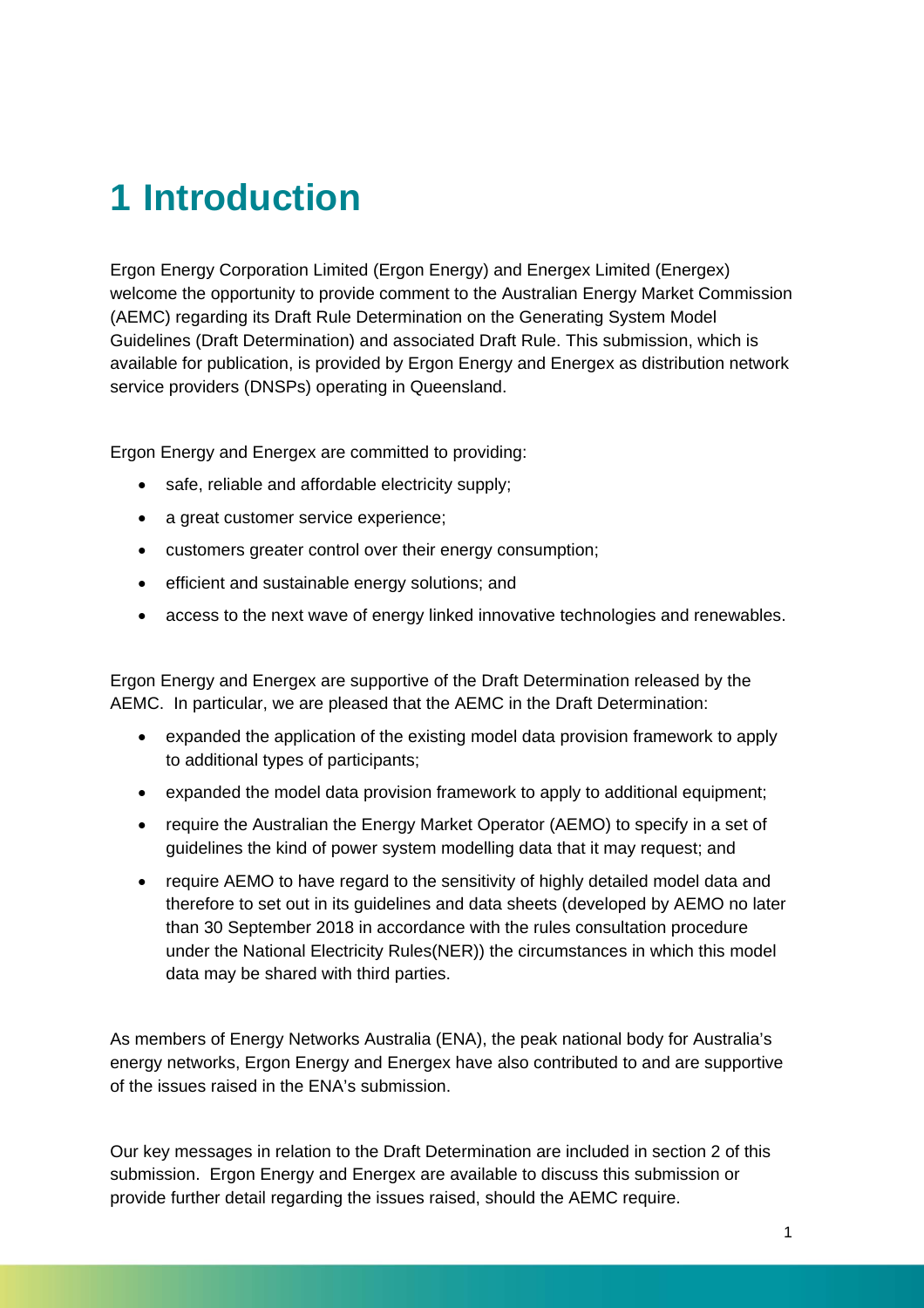# 1 Introduction

Ergon Energy Corporation Limited (Ergon Energy) and Energex Limited (Energex) welcome the opportunity to provide comment to the Australian Energy Market Commission (AEMC) regarding its Draft Rule Determination on the Generating System Model Guidelines (Draft Determination) and associated Draft Rule. This submission, which is available for publication, is provided by Ergon Energy and Energex as distribution network service providers (DNSPs) operating in Queensland.

Ergon Energy and Energex are committed to providing:

- safe, reliable and affordable electricity supply;
- a great customer service experience;
- customers greater control over their energy consumption;
- efficient and sustainable energy solutions; and
- access to the next wave of energy linked innovative technologies and renewables.

Ergon Energy and Energex are supportive of the Draft Determination released by the AEMC. In particular, we are pleased that the AEMC in the Draft Determination:

- expanded the application of the existing model data provision framework to apply to additional types of participants;
- expanded the model data provision framework to apply to additional equipment;
- require the Australian the Energy Market Operator (AEMO) to specify in a set of guidelines the kind of power system modelling data that it may request; and
- require AEMO to have regard to the sensitivity of highly detailed model data and therefore to set out in its guidelines and data sheets (developed by AEMO no later than 30 September 2018 in accordance with the rules consultation procedure under the National Electricity Rules(NER)) the circumstances in which this model data may be shared with third parties.

As members of Energy Networks Australia (ENA), the peak national body for Australia's energy networks, Ergon Energy and Energex have also contributed to and are supportive of the issues raised in the ENA's submission.

Our key messages in relation to the Draft Determination are included in section 2 of this submission. Ergon Energy and Energex are available to discuss this submission or provide further detail regarding the issues raised, should the AEMC require.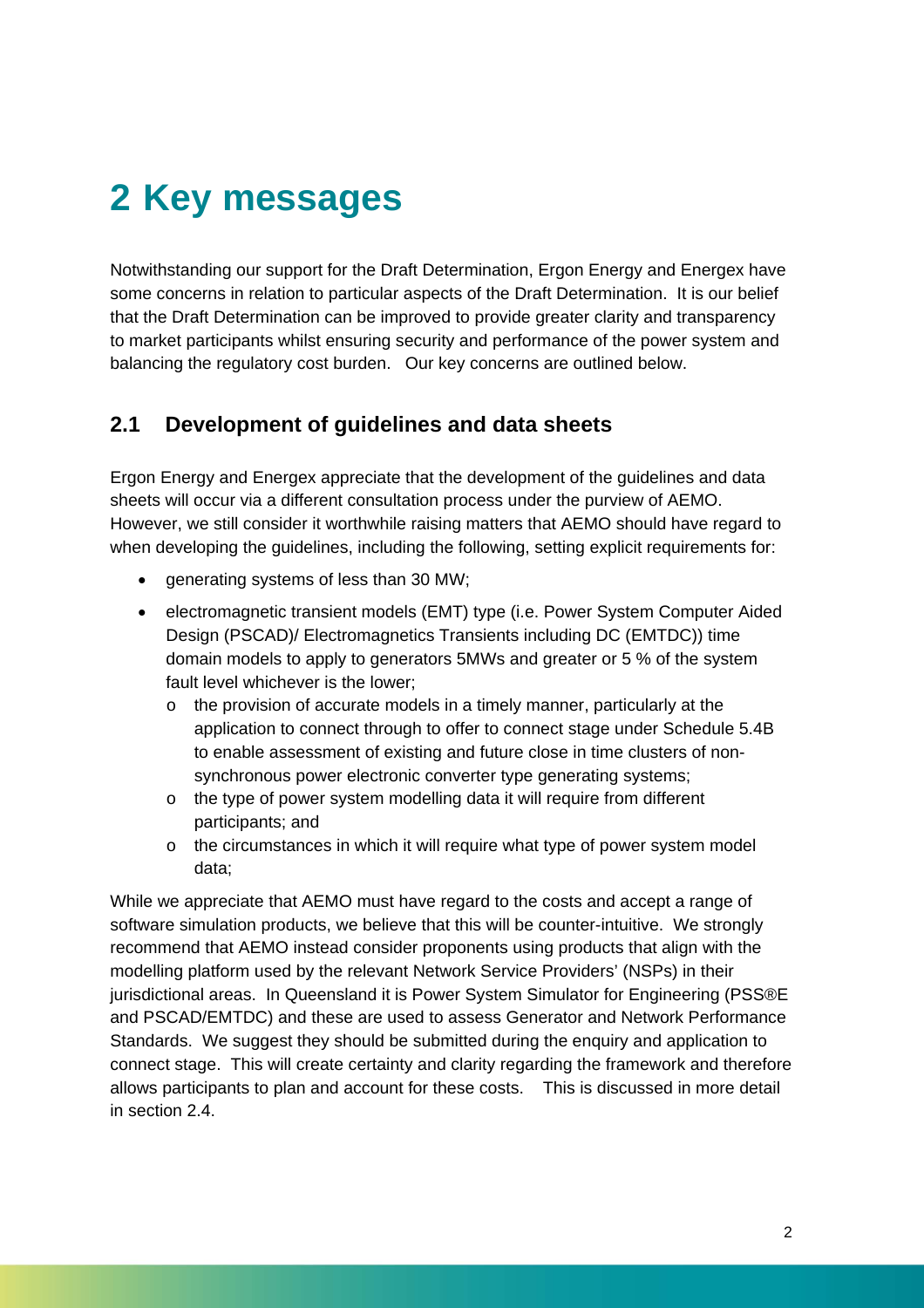# 2 Key messages

Notwithstanding our support for the Draft Determination, Ergon Energy and Energex have some concerns in relation to particular aspects of the Draft Determination. It is our belief that the Draft Determination can be improved to provide greater clarity and transparency to market participants whilst ensuring security and performance of the power system and balancing the regulatory cost burden. Our key concerns are outlined below.

## 2.1 Development of guidelines and data sheets

Ergon Energy and Energex appreciate that the development of the guidelines and data sheets will occur via a different consultation process under the purview of AEMO. However, we still consider it worthwhile raising matters that AEMO should have regard to when developing the guidelines, including the following, setting explicit requirements for:

- generating systems of less than 30 MW;
- electromagnetic transient models (EMT) type (i.e. Power System Computer Aided Design (PSCAD)/ Electromagnetics Transients including DC (EMTDC)) time domain models to apply to generators 5MWs and greater or 5 % of the system fault level whichever is the lower;
  - the provision of accurate models in a timely manner, particularly at the application to connect through to offer to connect stage under Schedule 5.4B to enable assessment of existing and future close in time clusters of non-synchronous power electronic converter type generating systems;
  - the type of power system modelling data it will require from different participants; and
  - the circumstances in which it will require what type of power system model data;

While we appreciate that AEMO must have regard to the costs and accept a range of software simulation products, we believe that this will be counter-intuitive. We strongly recommend that AEMO instead consider proponents using products that align with the modelling platform used by the relevant Network Service Providers' (NSPs) in their jurisdictional areas. In Queensland it is Power System Simulator for Engineering (PSS®E and PSCAD/EMTDC) and these are used to assess Generator and Network Performance Standards. We suggest they should be submitted during the enquiry and application to connect stage. This will create certainty and clarity regarding the framework and therefore allows participants to plan and account for these costs. This is discussed in more detail in section 2.4.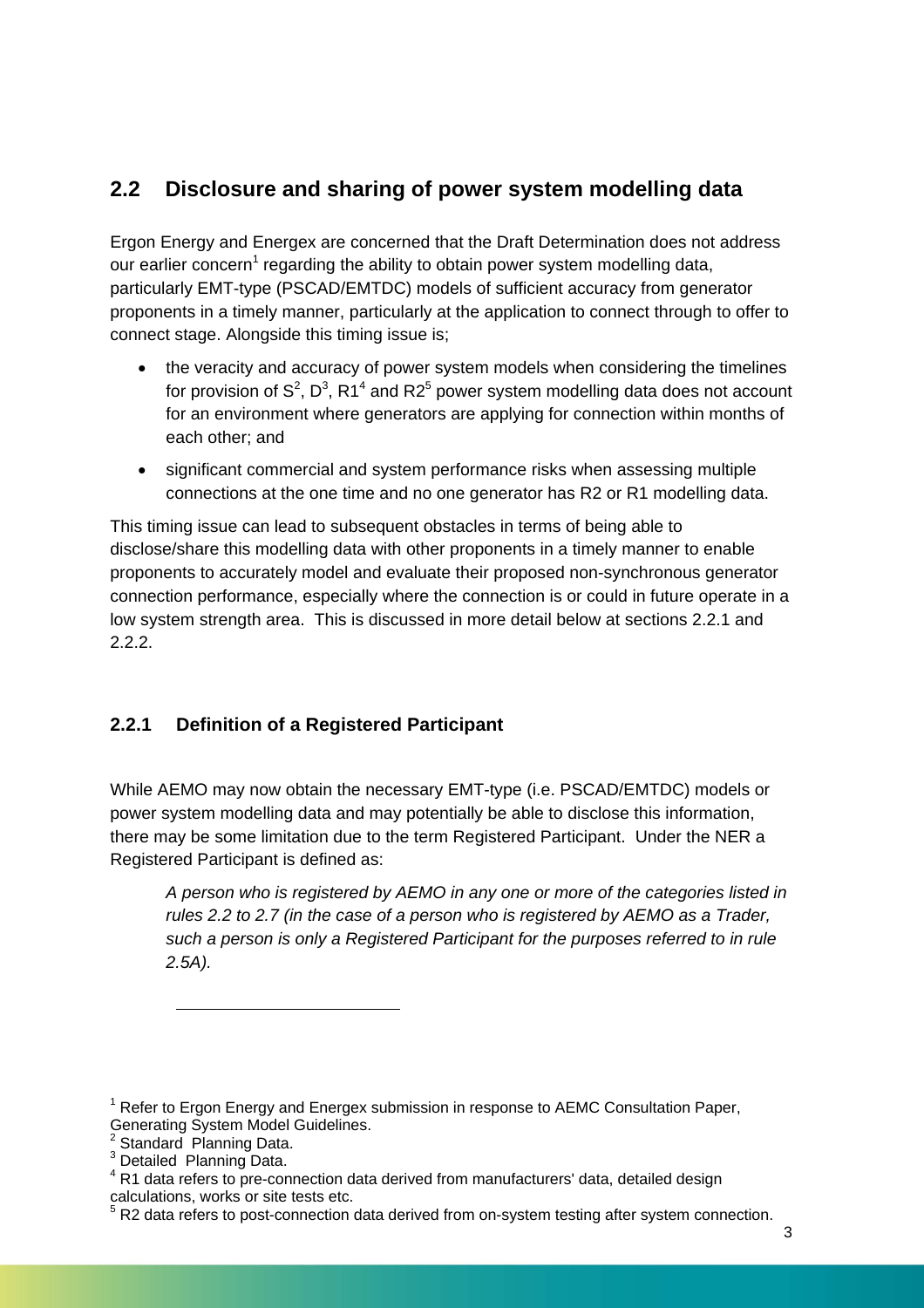## 2.2 Disclosure and sharing of power system modelling data

Ergon Energy and Energex are concerned that the Draft Determination does not address our earlier concern[1] regarding the ability to obtain power system modelling data, particularly EMT-type (PSCAD/EMTDC) models of sufficient accuracy from generator proponents in a timely manner, particularly at the application to connect through to offer to connect stage. Alongside this timing issue is;

- the veracity and accuracy of power system models when considering the timelines for provision of S[2], D[3], R1[4] and R2[5] power system modelling data does not account for an environment where generators are applying for connection within months of each other; and
- significant commercial and system performance risks when assessing multiple connections at the one time and no one generator has R2 or R1 modelling data.

This timing issue can lead to subsequent obstacles in terms of being able to disclose/share this modelling data with other proponents in a timely manner to enable proponents to accurately model and evaluate their proposed non-synchronous generator connection performance, especially where the connection is or could in future operate in a low system strength area. This is discussed in more detail below at sections 2.2.1 and 2.2.2.

### 2.2.1 Definition of a Registered Participant

While AEMO may now obtain the necessary EMT-type (i.e. PSCAD/EMTDC) models or power system modelling data and may potentially be able to disclose this information, there may be some limitation due to the term Registered Participant. Under the NER a Registered Participant is defined as:

> *A person who is registered by AEMO in any one or more of the categories listed in rules 2.2 to 2.7 (in the case of a person who is registered by AEMO as a Trader, such a person is only a Registered Participant for the purposes referred to in rule 2.5A).*

---

[1] Refer to Ergon Energy and Energex submission in response to AEMC Consultation Paper, Generating System Model Guidelines.

[2] Standard Planning Data.

[3] Detailed Planning Data.

[4] R1 data refers to pre-connection data derived from manufacturers' data, detailed design calculations, works or site tests etc.

[5] R2 data refers to post-connection data derived from on-system testing after system connection.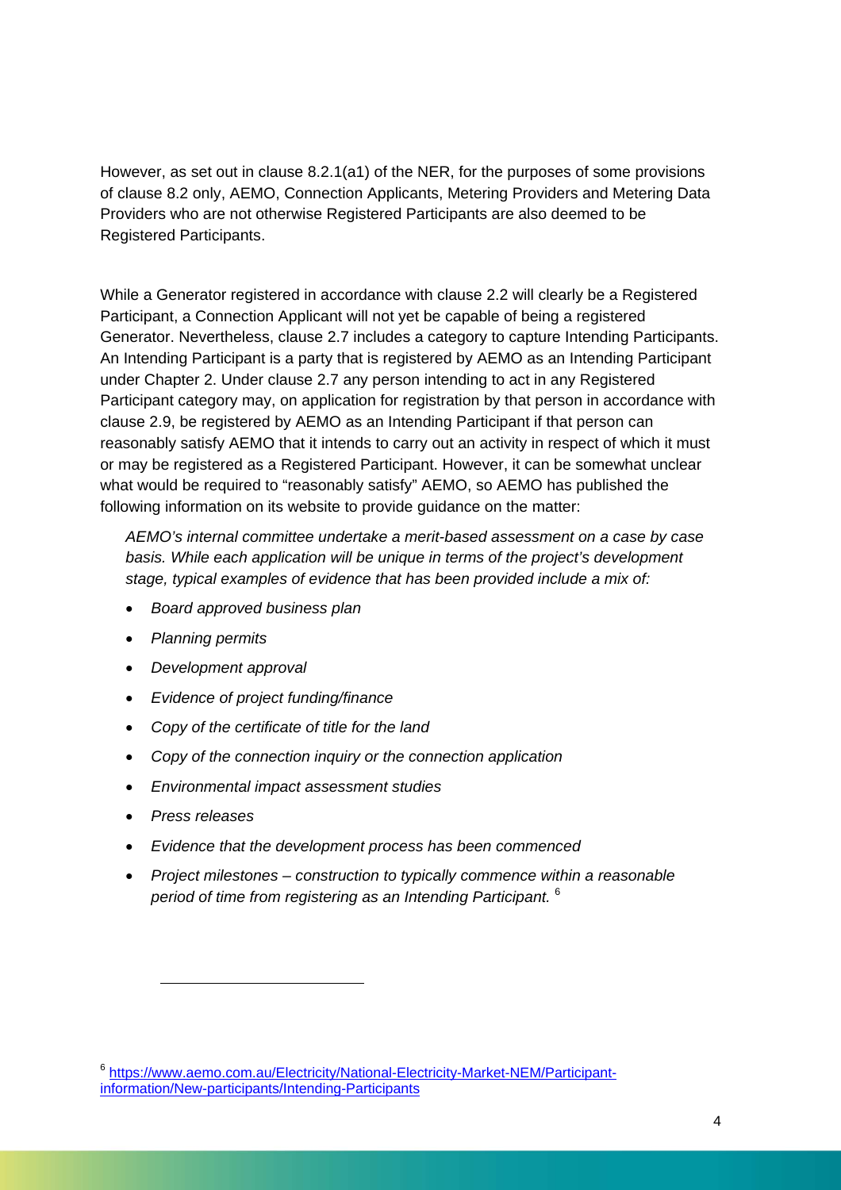However, as set out in clause 8.2.1(a1) of the NER, for the purposes of some provisions of clause 8.2 only, AEMO, Connection Applicants, Metering Providers and Metering Data Providers who are not otherwise Registered Participants are also deemed to be Registered Participants.

While a Generator registered in accordance with clause 2.2 will clearly be a Registered Participant, a Connection Applicant will not yet be capable of being a registered Generator. Nevertheless, clause 2.7 includes a category to capture Intending Participants. An Intending Participant is a party that is registered by AEMO as an Intending Participant under Chapter 2. Under clause 2.7 any person intending to act in any Registered Participant category may, on application for registration by that person in accordance with clause 2.9, be registered by AEMO as an Intending Participant if that person can reasonably satisfy AEMO that it intends to carry out an activity in respect of which it must or may be registered as a Registered Participant. However, it can be somewhat unclear what would be required to "reasonably satisfy" AEMO, so AEMO has published the following information on its website to provide guidance on the matter:

> *AEMO's internal committee undertake a merit-based assessment on a case by case basis. While each application will be unique in terms of the project's development stage, typical examples of evidence that has been provided include a mix of:*
>
> - *Board approved business plan*
> - *Planning permits*
> - *Development approval*
> - *Evidence of project funding/finance*
> - *Copy of the certificate of title for the land*
> - *Copy of the connection inquiry or the connection application*
> - *Environmental impact assessment studies*
> - *Press releases*
> - *Evidence that the development process has been commenced*
> - *Project milestones – construction to typically commence within a reasonable period of time from registering as an Intending Participant.* [6]

[6] https://www.aemo.com.au/Electricity/National-Electricity-Market-NEM/Participant-information/New-participants/Intending-Participants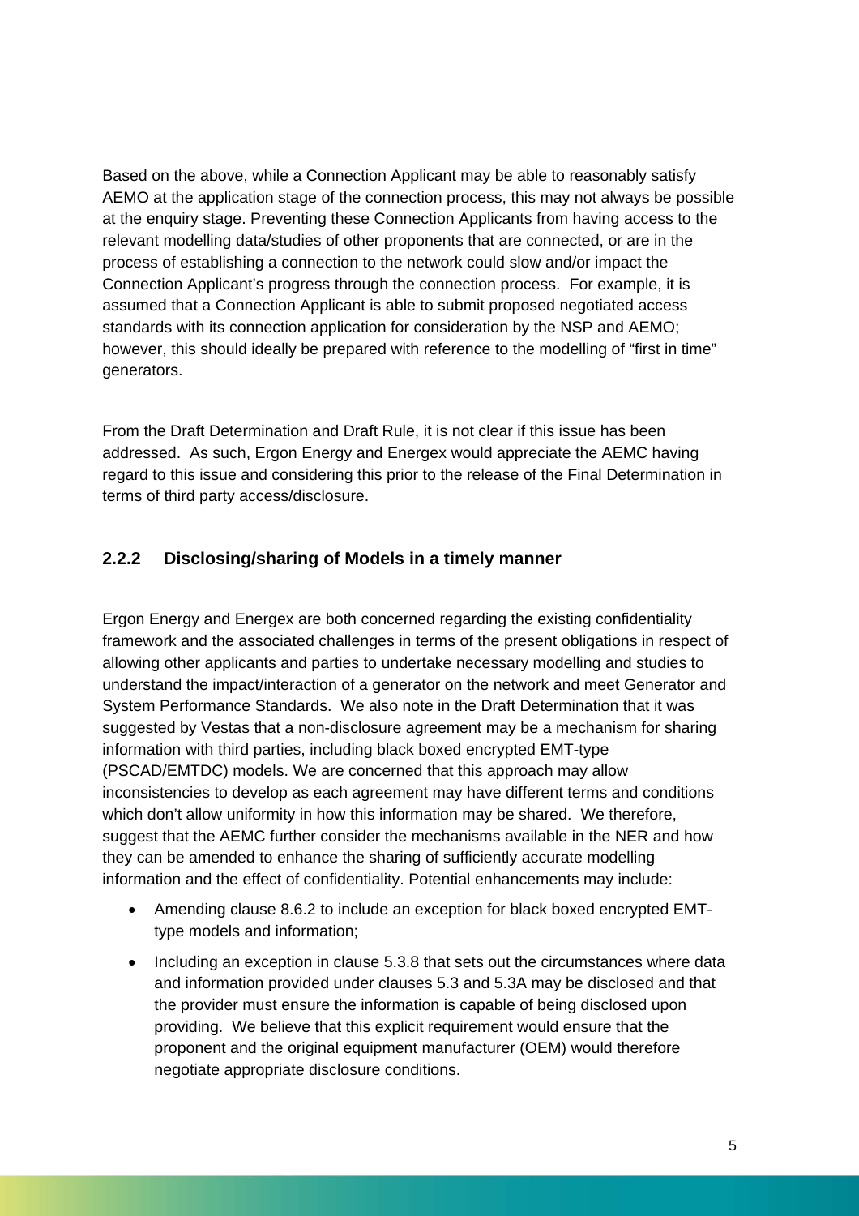Based on the above, while a Connection Applicant may be able to reasonably satisfy AEMO at the application stage of the connection process, this may not always be possible at the enquiry stage. Preventing these Connection Applicants from having access to the relevant modelling data/studies of other proponents that are connected, or are in the process of establishing a connection to the network could slow and/or impact the Connection Applicant's progress through the connection process. For example, it is assumed that a Connection Applicant is able to submit proposed negotiated access standards with its connection application for consideration by the NSP and AEMO; however, this should ideally be prepared with reference to the modelling of "first in time" generators.

From the Draft Determination and Draft Rule, it is not clear if this issue has been addressed. As such, Ergon Energy and Energex would appreciate the AEMC having regard to this issue and considering this prior to the release of the Final Determination in terms of third party access/disclosure.

### 2.2.2 Disclosing/sharing of Models in a timely manner

Ergon Energy and Energex are both concerned regarding the existing confidentiality framework and the associated challenges in terms of the present obligations in respect of allowing other applicants and parties to undertake necessary modelling and studies to understand the impact/interaction of a generator on the network and meet Generator and System Performance Standards. We also note in the Draft Determination that it was suggested by Vestas that a non-disclosure agreement may be a mechanism for sharing information with third parties, including black boxed encrypted EMT-type (PSCAD/EMTDC) models. We are concerned that this approach may allow inconsistencies to develop as each agreement may have different terms and conditions which don't allow uniformity in how this information may be shared. We therefore, suggest that the AEMC further consider the mechanisms available in the NER and how they can be amended to enhance the sharing of sufficiently accurate modelling information and the effect of confidentiality. Potential enhancements may include:

- Amending clause 8.6.2 to include an exception for black boxed encrypted EMT-type models and information;
- Including an exception in clause 5.3.8 that sets out the circumstances where data and information provided under clauses 5.3 and 5.3A may be disclosed and that the provider must ensure the information is capable of being disclosed upon providing. We believe that this explicit requirement would ensure that the proponent and the original equipment manufacturer (OEM) would therefore negotiate appropriate disclosure conditions.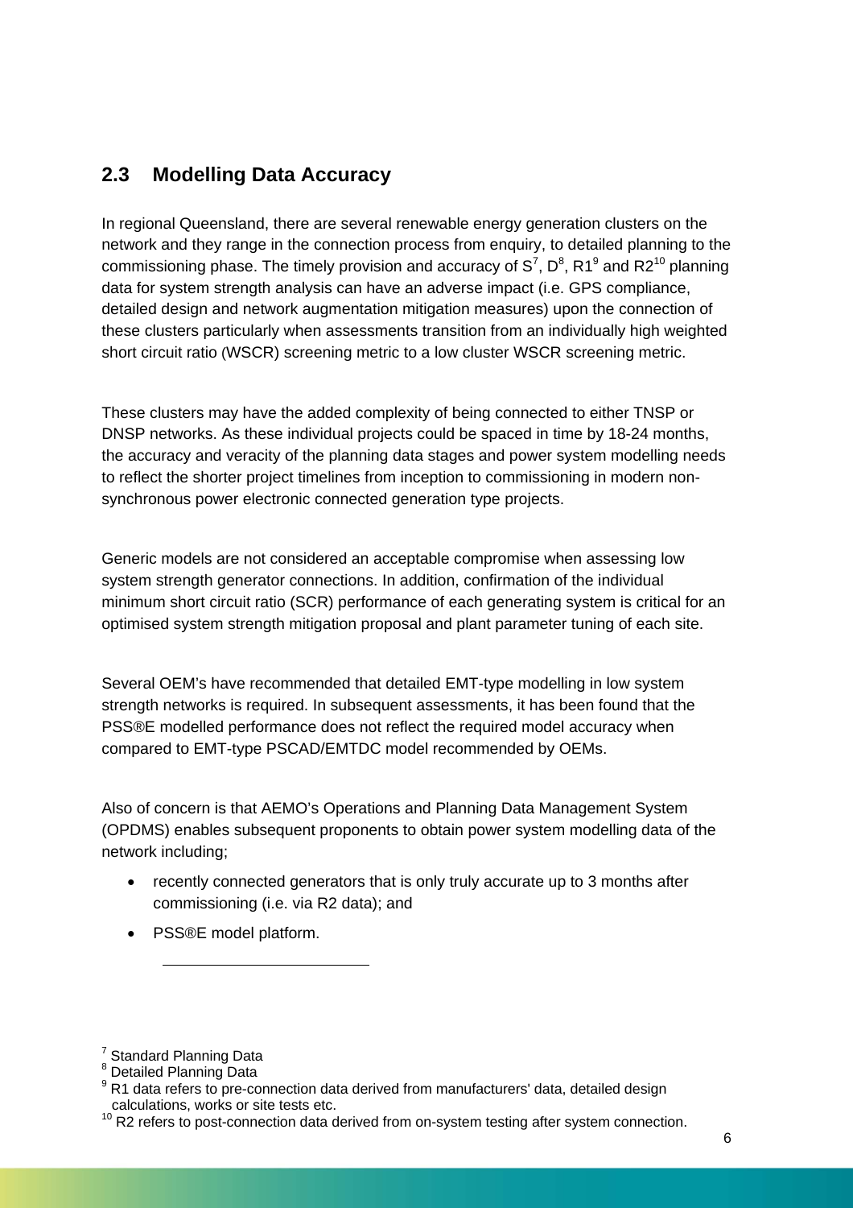## 2.3 Modelling Data Accuracy

In regional Queensland, there are several renewable energy generation clusters on the network and they range in the connection process from enquiry, to detailed planning to the commissioning phase. The timely provision and accuracy of S[7], D[8], R1[9] and R2[10] planning data for system strength analysis can have an adverse impact (i.e. GPS compliance, detailed design and network augmentation mitigation measures) upon the connection of these clusters particularly when assessments transition from an individually high weighted short circuit ratio (WSCR) screening metric to a low cluster WSCR screening metric.

These clusters may have the added complexity of being connected to either TNSP or DNSP networks. As these individual projects could be spaced in time by 18-24 months, the accuracy and veracity of the planning data stages and power system modelling needs to reflect the shorter project timelines from inception to commissioning in modern non-synchronous power electronic connected generation type projects.

Generic models are not considered an acceptable compromise when assessing low system strength generator connections. In addition, confirmation of the individual minimum short circuit ratio (SCR) performance of each generating system is critical for an optimised system strength mitigation proposal and plant parameter tuning of each site.

Several OEM's have recommended that detailed EMT-type modelling in low system strength networks is required. In subsequent assessments, it has been found that the PSS®E modelled performance does not reflect the required model accuracy when compared to EMT-type PSCAD/EMTDC model recommended by OEMs.

Also of concern is that AEMO's Operations and Planning Data Management System (OPDMS) enables subsequent proponents to obtain power system modelling data of the network including;

- recently connected generators that is only truly accurate up to 3 months after commissioning (i.e. via R2 data); and
- PSS®E model platform.

---

[7] Standard Planning Data

[8] Detailed Planning Data

[9] R1 data refers to pre-connection data derived from manufacturers' data, detailed design calculations, works or site tests etc.

[10] R2 refers to post-connection data derived from on-system testing after system connection.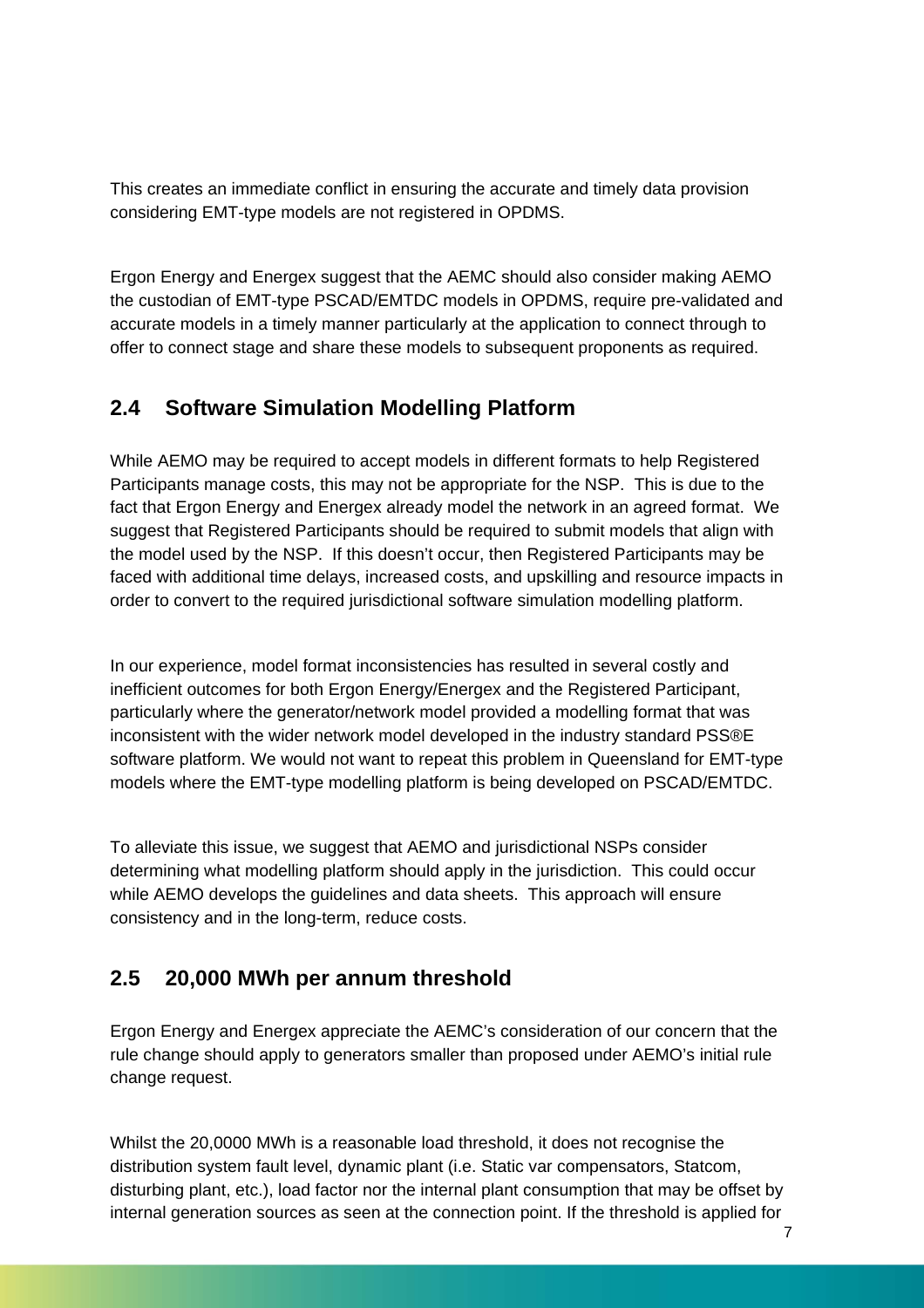This creates an immediate conflict in ensuring the accurate and timely data provision considering EMT-type models are not registered in OPDMS.

Ergon Energy and Energex suggest that the AEMC should also consider making AEMO the custodian of EMT-type PSCAD/EMTDC models in OPDMS, require pre-validated and accurate models in a timely manner particularly at the application to connect through to offer to connect stage and share these models to subsequent proponents as required.

## 2.4 Software Simulation Modelling Platform

While AEMO may be required to accept models in different formats to help Registered Participants manage costs, this may not be appropriate for the NSP. This is due to the fact that Ergon Energy and Energex already model the network in an agreed format. We suggest that Registered Participants should be required to submit models that align with the model used by the NSP. If this doesn't occur, then Registered Participants may be faced with additional time delays, increased costs, and upskilling and resource impacts in order to convert to the required jurisdictional software simulation modelling platform.

In our experience, model format inconsistencies has resulted in several costly and inefficient outcomes for both Ergon Energy/Energex and the Registered Participant, particularly where the generator/network model provided a modelling format that was inconsistent with the wider network model developed in the industry standard PSS®E software platform. We would not want to repeat this problem in Queensland for EMT-type models where the EMT-type modelling platform is being developed on PSCAD/EMTDC.

To alleviate this issue, we suggest that AEMO and jurisdictional NSPs consider determining what modelling platform should apply in the jurisdiction. This could occur while AEMO develops the guidelines and data sheets. This approach will ensure consistency and in the long-term, reduce costs.

## 2.5 20,000 MWh per annum threshold

Ergon Energy and Energex appreciate the AEMC's consideration of our concern that the rule change should apply to generators smaller than proposed under AEMO's initial rule change request.

Whilst the 20,0000 MWh is a reasonable load threshold, it does not recognise the distribution system fault level, dynamic plant (i.e. Static var compensators, Statcom, disturbing plant, etc.), load factor nor the internal plant consumption that may be offset by internal generation sources as seen at the connection point. If the threshold is applied for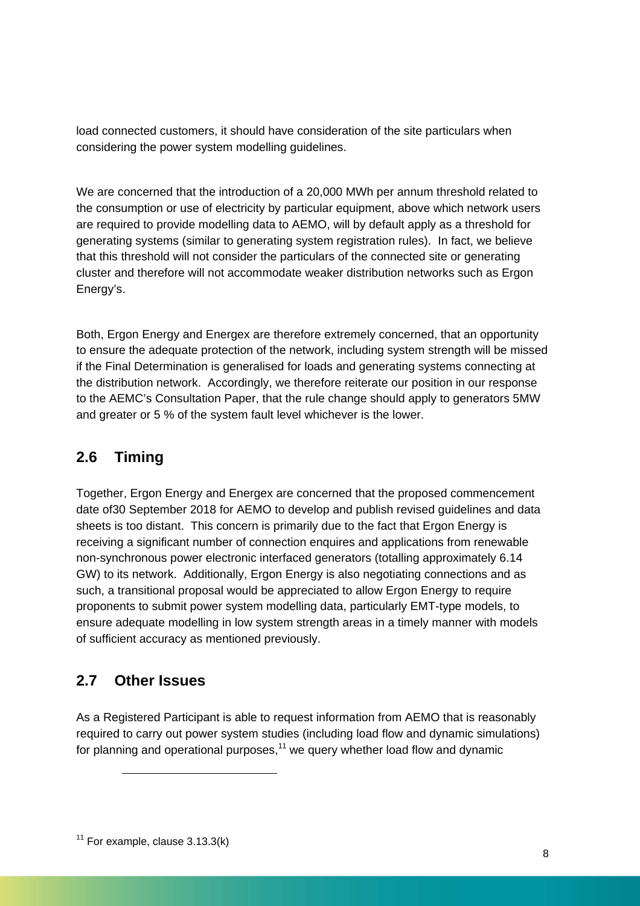load connected customers, it should have consideration of the site particulars when considering the power system modelling guidelines.

We are concerned that the introduction of a 20,000 MWh per annum threshold related to the consumption or use of electricity by particular equipment, above which network users are required to provide modelling data to AEMO, will by default apply as a threshold for generating systems (similar to generating system registration rules). In fact, we believe that this threshold will not consider the particulars of the connected site or generating cluster and therefore will not accommodate weaker distribution networks such as Ergon Energy's.

Both, Ergon Energy and Energex are therefore extremely concerned, that an opportunity to ensure the adequate protection of the network, including system strength will be missed if the Final Determination is generalised for loads and generating systems connecting at the distribution network. Accordingly, we therefore reiterate our position in our response to the AEMC's Consultation Paper, that the rule change should apply to generators 5MW and greater or 5 % of the system fault level whichever is the lower.

## 2.6 Timing

Together, Ergon Energy and Energex are concerned that the proposed commencement date of30 September 2018 for AEMO to develop and publish revised guidelines and data sheets is too distant. This concern is primarily due to the fact that Ergon Energy is receiving a significant number of connection enquires and applications from renewable non-synchronous power electronic interfaced generators (totalling approximately 6.14 GW) to its network. Additionally, Ergon Energy is also negotiating connections and as such, a transitional proposal would be appreciated to allow Ergon Energy to require proponents to submit power system modelling data, particularly EMT-type models, to ensure adequate modelling in low system strength areas in a timely manner with models of sufficient accuracy as mentioned previously.

## 2.7 Other Issues

As a Registered Participant is able to request information from AEMO that is reasonably required to carry out power system studies (including load flow and dynamic simulations) for planning and operational purposes,[11] we query whether load flow and dynamic

[11] For example, clause 3.13.3(k)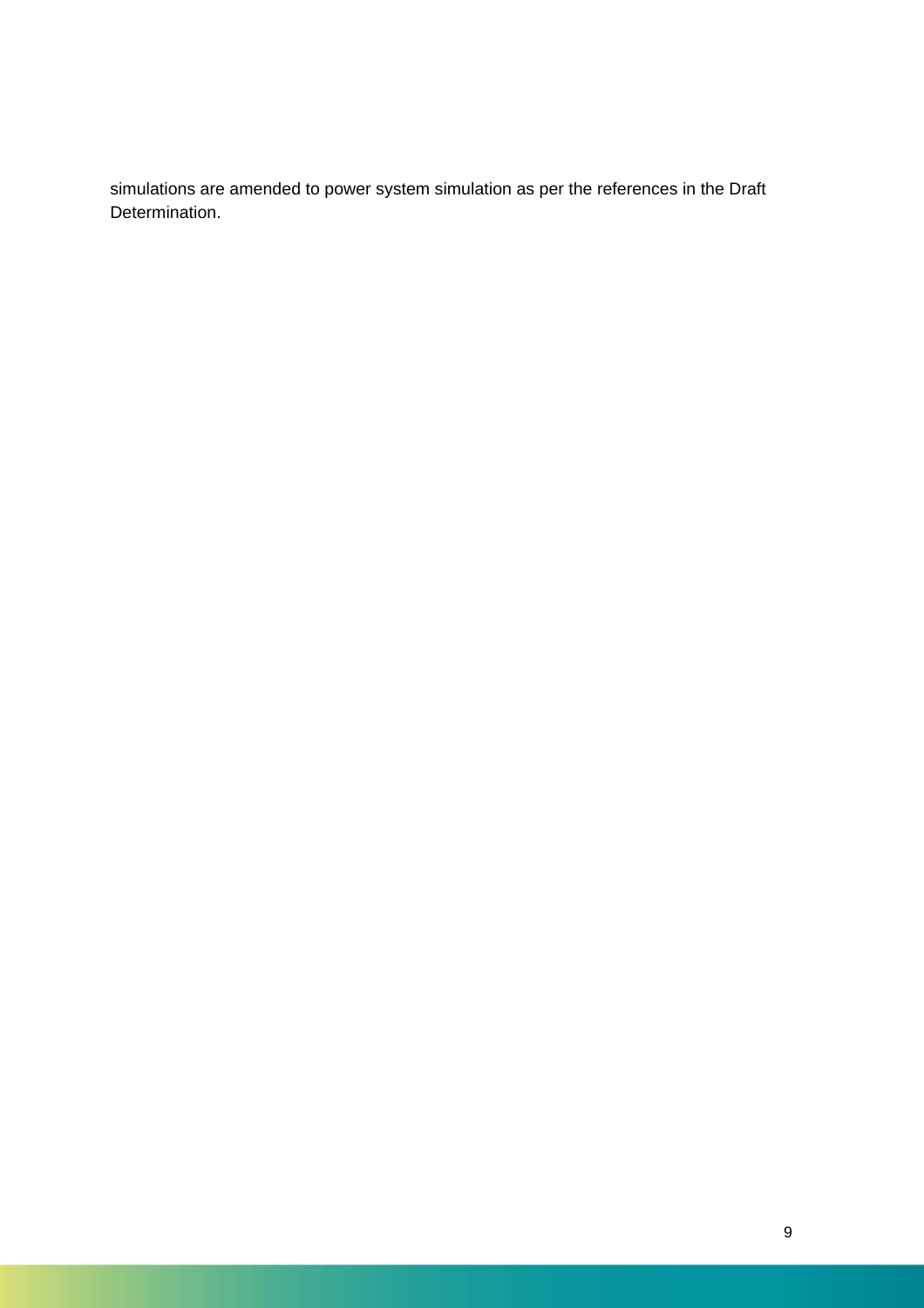simulations are amended to power system simulation as per the references in the Draft Determination.